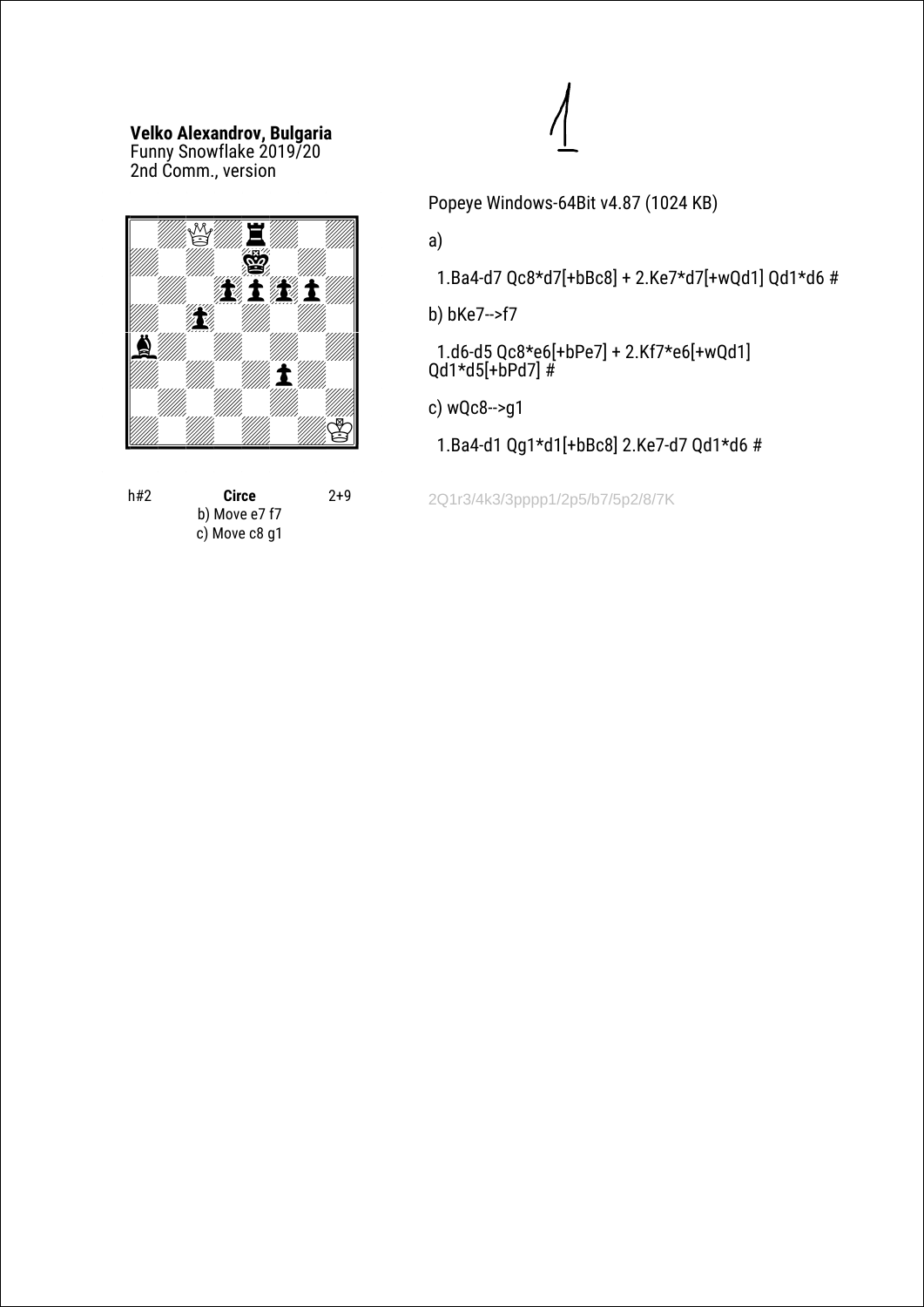1

**Velko Alexandrov, Bulgaria**
Funny Snowflake 2019/20
2nd Comm., version

h#2 **Circe** 2+9
b) Move e7 f7
c) Move c8 g1

Popeye Windows-64Bit v4.87 (1024 KB)

a)

1.Ba4-d7 Qc8*d7[+bBc8] + 2.Ke7*d7[+wQd1] Qd1*d6 #

b) bKe7-->f7

1.d6-d5 Qc8*e6[+bPe7] + 2.Kf7*e6[+wQd1] Qd1*d5[+bPd7] #

c) wQc8-->g1

1.Ba4-d1 Qg1*d1[+bBc8] 2.Ke7-d7 Qd1*d6 #

2Q1r3/4k3/3pppp1/2p5/b7/5p2/8/7K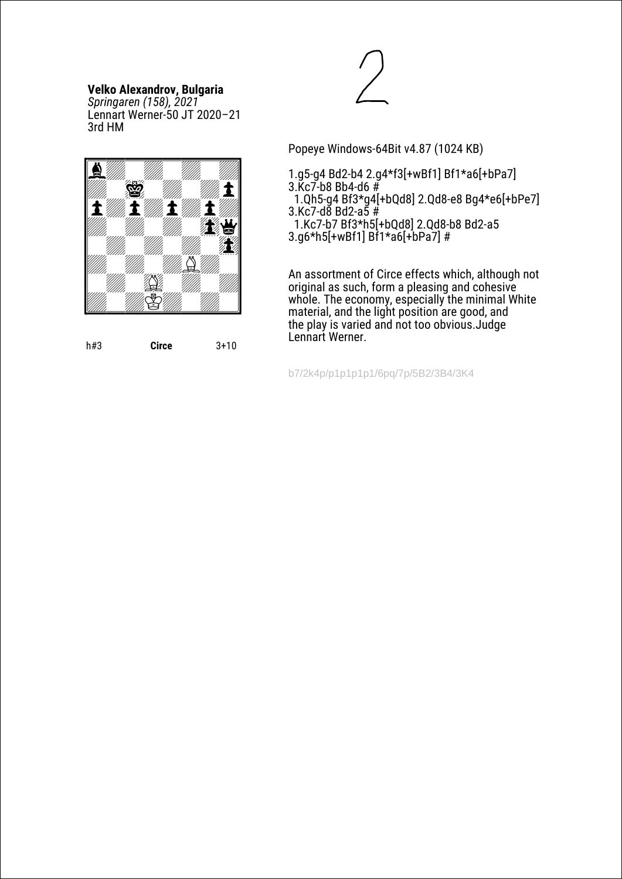**Velko Alexandrov, Bulgaria**
*Springaren (158), 2021*
Lennart Werner-50 JT 2020–21
3rd HM

h#3 **Circe** 3+10

Popeye Windows-64Bit v4.87 (1024 KB)

1.g5-g4 Bd2-b4 2.g4*f3[+wBf1] Bf1*a6[+bPa7]
3.Kc7-b8 Bb4-d6 #
  1.Qh5-g4 Bf3*g4[+bQd8] 2.Qd8-e8 Bg4*e6[+bPe7]
3.Kc7-d8 Bd2-a5 #
  1.Kc7-b7 Bf3*h5[+bQd8] 2.Qd8-b8 Bd2-a5
3.g6*h5[+wBf1] Bf1*a6[+bPa7] #

An assortment of Circe effects which, although not original as such, form a pleasing and cohesive whole. The economy, especially the minimal White material, and the light position are good, and the play is varied and not too obvious.Judge Lennart Werner.

b7/2k4p/p1p1p1p1/6pq/7p/5B2/3B4/3K4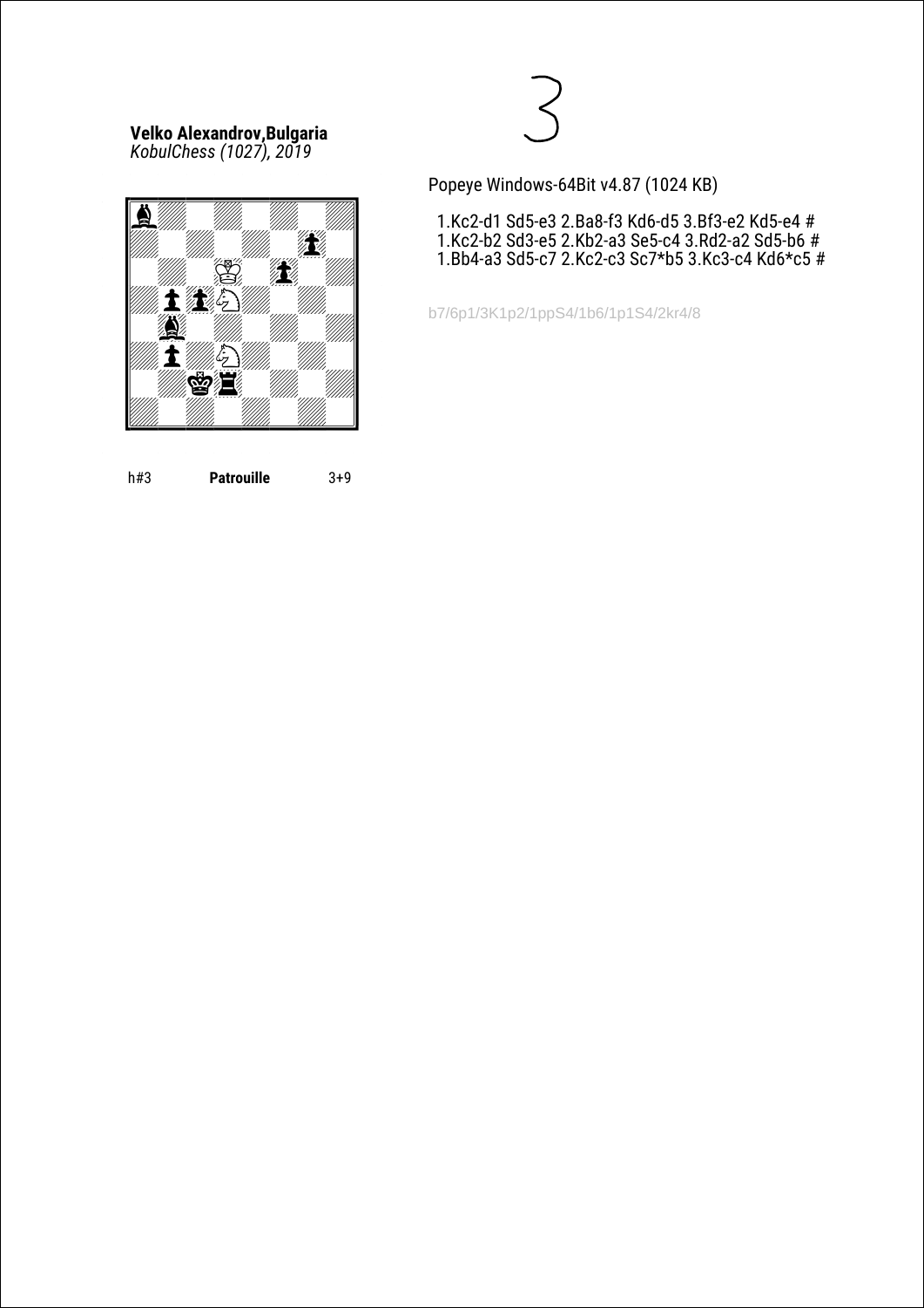**Velko Alexandrov,Bulgaria**
*KobulChess (1027), 2019*

h#3 **Patrouille** 3+9

Popeye Windows-64Bit v4.87 (1024 KB)

1.Kc2-d1 Sd5-e3 2.Ba8-f3 Kd6-d5 3.Bf3-e2 Kd5-e4 #
1.Kc2-b2 Sd3-e5 2.Kb2-a3 Se5-c4 3.Rd2-a2 Sd5-b6 #
1.Bb4-a3 Sd5-c7 2.Kc2-c3 Sc7*b5 3.Kc3-c4 Kd6*c5 #

b7/6p1/3K1p2/1ppS4/1b6/1p1S4/2kr4/8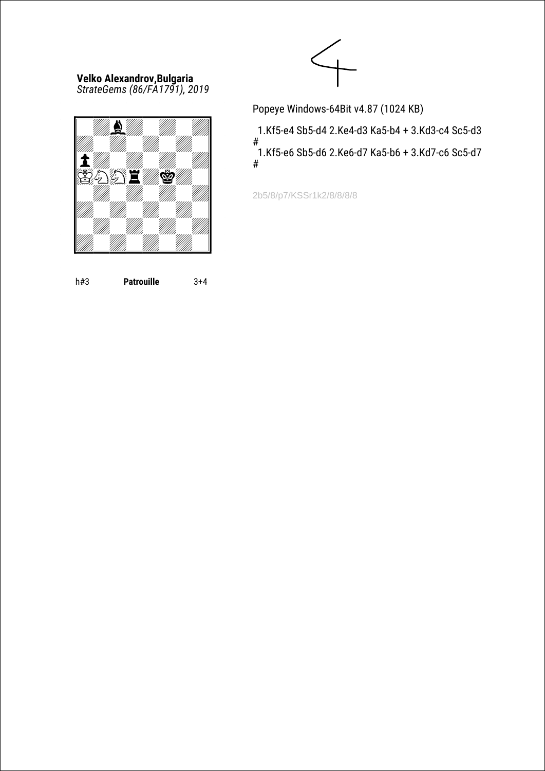**Velko Alexandrov,Bulgaria**
*StrateGems (86/FA1791), 2019*

h#3 **Patrouille** 3+4

Popeye Windows-64Bit v4.87 (1024 KB)

1.Kf5-e4 Sb5-d4 2.Ke4-d3 Ka5-b4 + 3.Kd3-c4 Sc5-d3 #

1.Kf5-e6 Sb5-d6 2.Ke6-d7 Ka5-b6 + 3.Kd7-c6 Sc5-d7 #

2b5/8/p7/KSSr1k2/8/8/8/8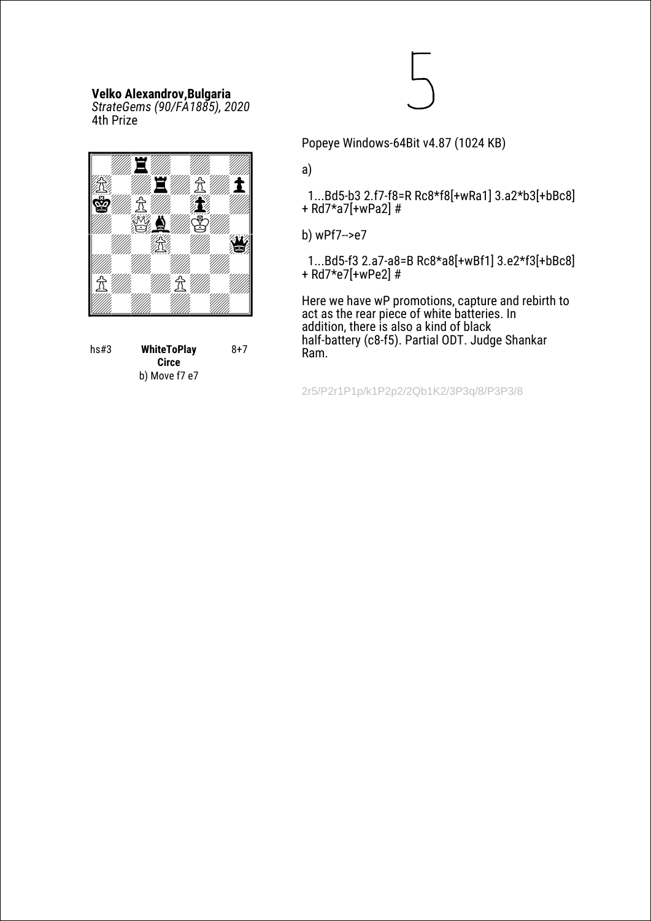**Velko Alexandrov,Bulgaria**
*StrateGems (90/FA1885), 2020*
4th Prize

hs#3 **WhiteToPlay** 8+7
**Circe**
b) Move f7 e7

Popeye Windows-64Bit v4.87 (1024 KB)

a)

1...Bd5-b3 2.f7-f8=R Rc8*f8[+wRa1] 3.a2*b3[+bBc8] + Rd7*a7[+wPa2] #

b) wPf7-->e7

1...Bd5-f3 2.a7-a8=B Rc8*a8[+wBf1] 3.e2*f3[+bBc8] + Rd7*e7[+wPe2] #

Here we have wP promotions, capture and rebirth to act as the rear piece of white batteries. In addition, there is also a kind of black half-battery (c8-f5). Partial ODT. Judge Shankar Ram.

2r5/P2r1P1p/k1P2p2/2Qb1K2/3P3q/8/P3P3/8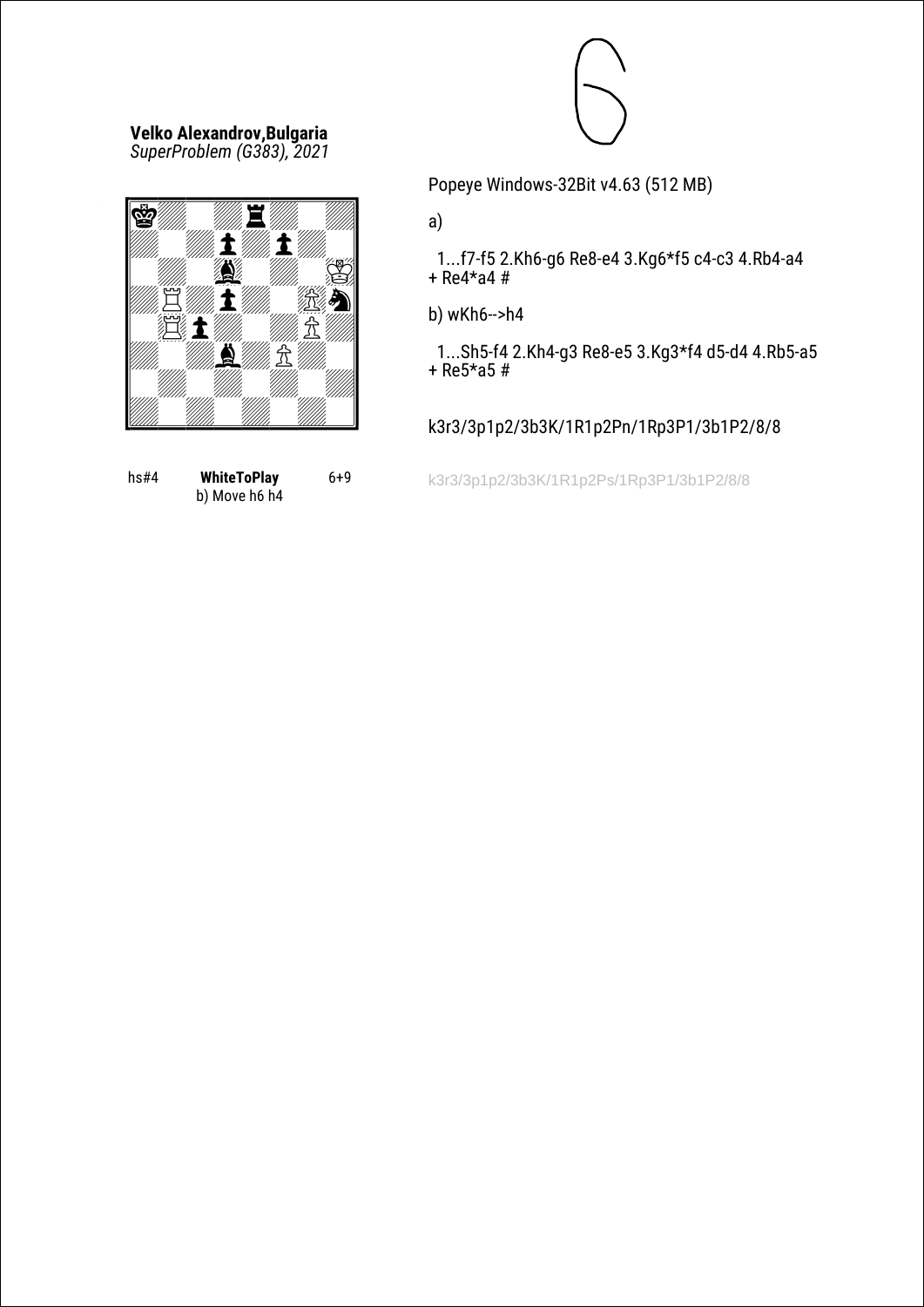**Velko Alexandrov,Bulgaria**
*SuperProblem (G383), 2021*

hs#4 **WhiteToPlay** 6+9
b) Move h6 h4

Popeye Windows-32Bit v4.63 (512 MB)

a)

1...f7-f5 2.Kh6-g6 Re8-e4 3.Kg6*f5 c4-c3 4.Rb4-a4 + Re4*a4 #

b) wKh6-->h4

1...Sh5-f4 2.Kh4-g3 Re8-e5 3.Kg3*f4 d5-d4 4.Rb5-a5 + Re5*a5 #

k3r3/3p1p2/3b3K/1R1p2Pn/1Rp3P1/3b1P2/8/8

k3r3/3p1p2/3b3K/1R1p2Ps/1Rp3P1/3b1P2/8/8